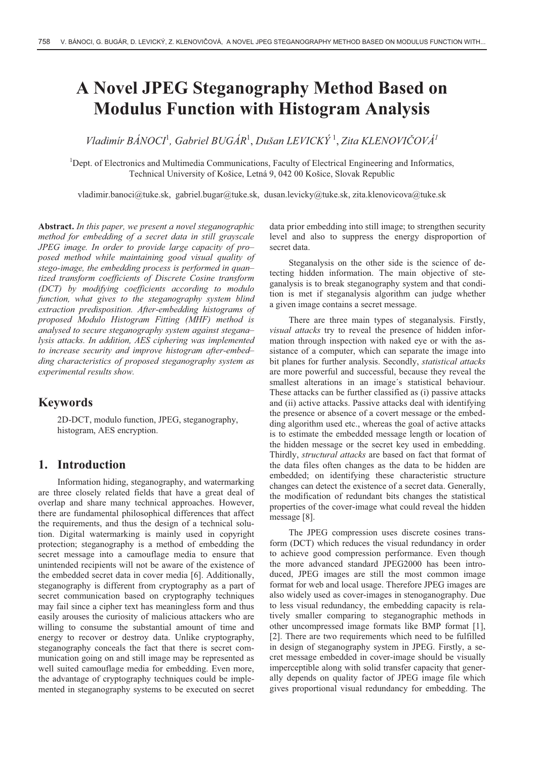# A Novel JPEG Steganography Method Based on Modulus Function with Histogram Analysis

*Vladimír BÁNOCI[1], Gabriel BUGÁR[1], Dušan LEVICKÝ[1], Zita KLENOVIČOVÁ[1]*

[1]Dept. of Electronics and Multimedia Communications, Faculty of Electrical Engineering and Informatics, Technical University of Košice, Letná 9, 042 00 Košice, Slovak Republic

vladimir.banoci@tuke.sk, gabriel.bugar@tuke.sk, dusan.levicky@tuke.sk, zita.klenovicova@tuke.sk

**Abstract.** *In this paper, we present a novel steganographic method for embedding of a secret data in still grayscale JPEG image. In order to provide large capacity of pro–posed method while maintaining good visual quality of stego-image, the embedding process is performed in quan–tized transform coefficients of Discrete Cosine transform (DCT) by modifying coefficients according to modulo function, what gives to the steganography system blind extraction predisposition. After-embedding histograms of proposed Modulo Histogram Fitting (MHF) method is analysed to secure steganography system against stegana–lysis attacks. In addition, AES ciphering was implemented to increase security and improve histogram after-embed–ding characteristics of proposed steganography system as experimental results show.*

## Keywords

2D-DCT, modulo function, JPEG, steganography, histogram, AES encryption.

## 1. Introduction

Information hiding, steganography, and watermarking are three closely related fields that have a great deal of overlap and share many technical approaches. However, there are fundamental philosophical differences that affect the requirements, and thus the design of a technical solution. Digital watermarking is mainly used in copyright protection; steganography is a method of embedding the secret message into a camouflage media to ensure that unintended recipients will not be aware of the existence of the embedded secret data in cover media [6]. Additionally, steganography is different from cryptography as a part of secret communication based on cryptography techniques may fail since a cipher text has meaningless form and thus easily arouses the curiosity of malicious attackers who are willing to consume the substantial amount of time and energy to recover or destroy data. Unlike cryptography, steganography conceals the fact that there is secret communication going on and still image may be represented as well suited camouflage media for embedding. Even more, the advantage of cryptography techniques could be implemented in steganography systems to be executed on secret data prior embedding into still image; to strengthen security level and also to suppress the energy disproportion of secret data.

Steganalysis on the other side is the science of detecting hidden information. The main objective of steganalysis is to break steganography system and that condition is met if steganalysis algorithm can judge whether a given image contains a secret message.

There are three main types of steganalysis. Firstly, *visual attacks* try to reveal the presence of hidden information through inspection with naked eye or with the assistance of a computer, which can separate the image into bit planes for further analysis. Secondly, *statistical attacks* are more powerful and successful, because they reveal the smallest alterations in an image´s statistical behaviour. These attacks can be further classified as (i) passive attacks and (ii) active attacks. Passive attacks deal with identifying the presence or absence of a covert message or the embedding algorithm used etc., whereas the goal of active attacks is to estimate the embedded message length or location of the hidden message or the secret key used in embedding. Thirdly, *structural attacks* are based on fact that format of the data files often changes as the data to be hidden are embedded; on identifying these characteristic structure changes can detect the existence of a secret data. Generally, the modification of redundant bits changes the statistical properties of the cover-image what could reveal the hidden message [8].

The JPEG compression uses discrete cosines transform (DCT) which reduces the visual redundancy in order to achieve good compression performance. Even though the more advanced standard JPEG2000 has been introduced, JPEG images are still the most common image format for web and local usage. Therefore JPEG images are also widely used as cover-images in stenoganography. Due to less visual redundancy, the embedding capacity is relatively smaller comparing to steganographic methods in other uncompressed image formats like BMP format [1], [2]. There are two requirements which need to be fulfilled in design of steganography system in JPEG. Firstly, a secret message embedded in cover-image should be visually imperceptible along with solid transfer capacity that generally depends on quality factor of JPEG image file which gives proportional visual redundancy for embedding. The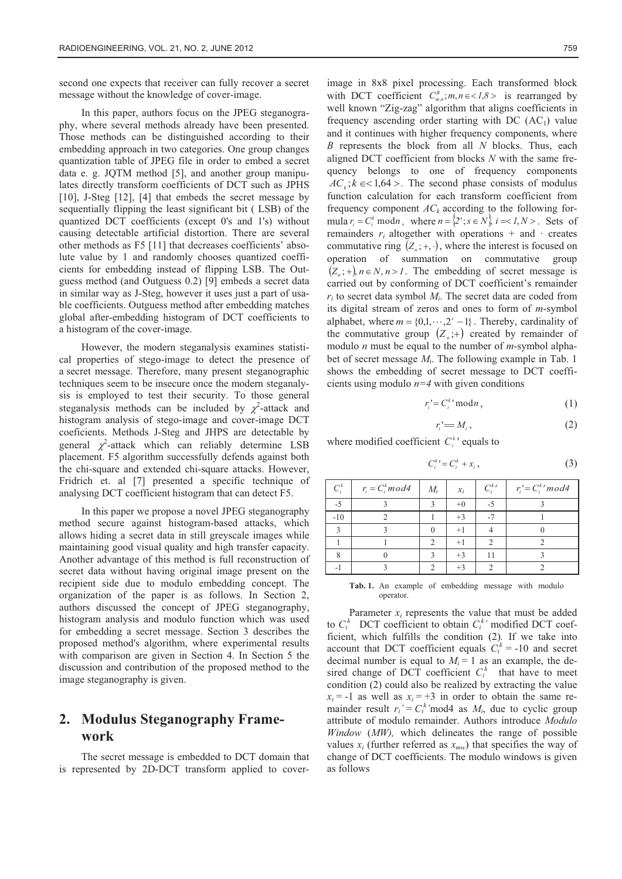second one expects that receiver can fully recover a secret message without the knowledge of cover-image.

In this paper, authors focus on the JPEG steganography, where several methods already have been presented. Those methods can be distinguished according to their embedding approach in two categories. One group changes quantization table of JPEG file in order to embed a secret data e. g. JQTM method [5], and another group manipulates directly transform coefficients of DCT such as JPHS [10], J-Steg [12], [4] that embeds the secret message by sequentially flipping the least significant bit ( LSB) of the quantized DCT coefficients (except 0's and 1's) without causing detectable artificial distortion. There are several other methods as F5 [11] that decreases coefficients' absolute value by 1 and randomly chooses quantized coefficients for embedding instead of flipping LSB. The Outguess method (and Outguess 0.2) [9] embeds a secret data in similar way as J-Steg, however it uses just a part of usable coefficients. Outguess method after embedding matches global after-embedding histogram of DCT coefficients to a histogram of the cover-image.

However, the modern steganalysis examines statistical properties of stego-image to detect the presence of a secret message. Therefore, many present steganographic techniques seem to be insecure once the modern steganalysis is employed to test their security. To those general steganalysis methods can be included by $\chi^2$-attack and histogram analysis of stego-image and cover-image DCT coeficients. Methods J-Steg and JHPS are detectable by general $\chi^2$-attack which can reliably determine LSB placement. F5 algorithm successfully defends against both the chi-square and extended chi-square attacks. However, Fridrich et. al [7] presented a specific technique of analysing DCT coefficient histogram that can detect F5.

In this paper we propose a novel JPEG steganography method secure against histogram-based attacks, which allows hiding a secret data in still greyscale images while maintaining good visual quality and high transfer capacity. Another advantage of this method is full reconstruction of secret data without having original image present on the recipient side due to modulo embedding concept. The organization of the paper is as follows. In Section 2, authors discussed the concept of JPEG steganography, histogram analysis and modulo function which was used for embedding a secret message. Section 3 describes the proposed method's algorithm, where experimental results with comparison are given in Section 4. In Section 5 the discussion and contribution of the proposed method to the image steganography is given.

## 2. Modulus Steganography Framework

The secret message is embedded to DCT domain that is represented by 2D-DCT transform applied to cover-image in 8x8 pixel processing. Each transformed block with DCT coefficient $C^B_{m,n}; m,n \in <1,8>$ is rearranged by well known "Zig-zag" algorithm that aligns coefficients in frequency ascending order starting with DC ($AC_1$) value and it continues with higher frequency components, where $B$ represents the block from all $N$ blocks. Thus, each aligned DCT coefficient from blocks $N$ with the same frequency belongs to one of frequency components $AC_k; k \in <1,64>$. The second phase consists of modulus function calculation for each transform coefficient from frequency component $AC_k$ according to the following formula $r_i = C^k_i \bmod n$, where $n = \{2^s; s \in N\}$, $i = <1, N>$. Sets of remainders $r_i$ altogether with operations + and $\cdot$ creates commutative ring $(Z_n;+,\cdot)$, where the interest is focused on operation of summation on commutative group $(Z_n;+), n \in N, n > 1$. The embedding of secret message is carried out by conforming of DCT coefficient's remainder $r_i$ to secret data symbol $M_i$. The secret data are coded from its digital stream of zeros and ones to form of $m$-symbol alphabet, where $m = \{0,1,\cdots,2^s-1\}$. Thereby, cardinality of the commutative group $(Z_n;+)$ created by remainder of modulo $n$ must be equal to the number of $m$-symbol alphabet of secret message $M_i$. The following example in Tab. 1 shows the embedding of secret message to DCT coefficients using modulo $n=4$ with given conditions

$$r_i' = C^{k}_i{}' \bmod n, \tag{1}$$

$$r_i' == M_i, \tag{2}$$

where modified coefficient $C^k_i{}'$ equals to

$$C^k_i{}' = C^k_i + x_i, \tag{3}$$

| $C^k_i$ | $r_i = C^k_i mod4$ | $M_i$ | $x_i$ | $C^k_i{}'$ | $r_i' = C^k_i{}' mod4$ |
|---|---|---|---|---|---|
| -5 | 3 | 3 | +0 | -5 | 3 |
| -10 | 2 | 1 | +3 | -7 | 1 |
| 3 | 3 | 0 | +1 | 4 | 0 |
| 1 | 1 | 2 | +1 | 2 | 2 |
| 8 | 0 | 3 | +3 | 11 | 3 |
| -1 | 3 | 2 | +3 | 2 | 2 |

**Tab. 1.** An example of embedding message with modulo operator.

Parameter $x_i$ represents the value that must be added to $C^k_i$ DCT coefficient to obtain $C^k_i{}'$ modified DCT coefficient, which fulfills the condition (2). If we take into account that DCT coefficient equals $C^k_i = -10$ and secret decimal number is equal to $M_i = 1$ as an example, the desired change of DCT coefficient $C^k_i$ that have to meet condition (2) could also be realized by extracting the value $x_i = -1$ as well as $x_i = +3$ in order to obtain the same remainder result $r_i' = C^k_i{}' \bmod 4$ as $M_i$, due to cyclic group attribute of modulo remainder. Authors introduce *Modulo Window* (*MW),* which delineates the range of possible values $x_i$ (further referred as $x_{mw}$) that specifies the way of change of DCT coefficients. The modulo windows is given as follows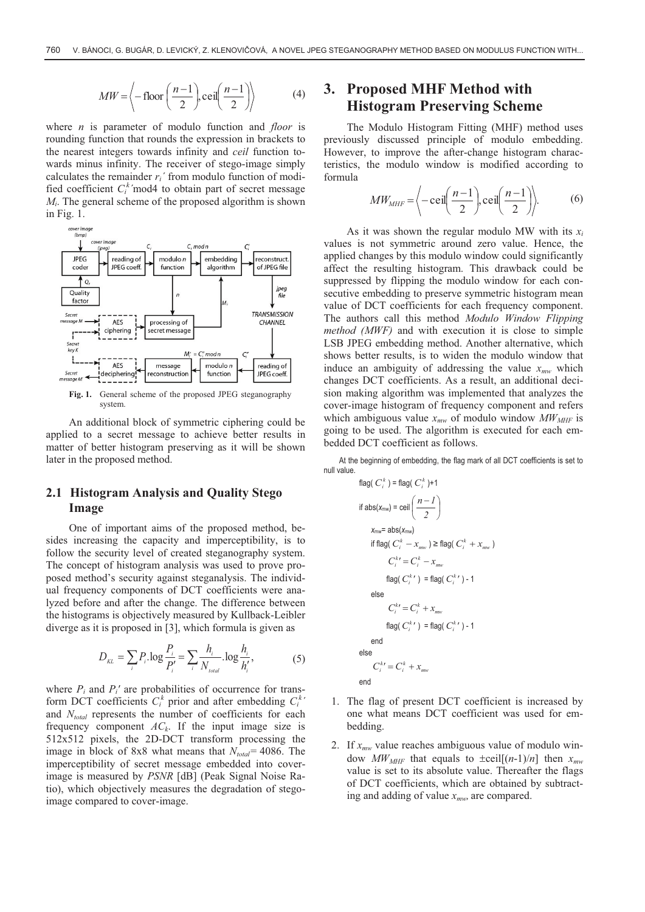$$MW = \left\langle -\text{floor}\left(\frac{n-1}{2}\right), \text{ceil}\left(\frac{n-1}{2}\right)\right\rangle \tag{4}$$

where $n$ is parameter of modulo function and *floor* is rounding function that rounds the expression in brackets to the nearest integers towards infinity and *ceil* function towards minus infinity. The receiver of stego-image simply calculates the remainder $r_i'$ from modulo function of modified coefficient $C_i^{k}{}'$mod4 to obtain part of secret message $M_i$. The general scheme of the proposed algorithm is shown in Fig. 1.

**Fig. 1.** General scheme of the proposed JPEG steganography system.

An additional block of symmetric ciphering could be applied to a secret message to achieve better results in matter of better histogram preserving as it will be shown later in the proposed method.

## 2.1 Histogram Analysis and Quality Stego Image

One of important aims of the proposed method, besides increasing the capacity and imperceptibility, is to follow the security level of created steganography system. The concept of histogram analysis was used to prove proposed method's security against steganalysis. The individual frequency components of DCT coefficients were analyzed before and after the change. The difference between the histograms is objectively measured by Kullback-Leibler diverge as it is proposed in [3], which formula is given as

$$D_{KL} = \sum_i P_i . \log \frac{P_i}{P_i'} = \sum_i \frac{h_i}{N_{total}} . \log \frac{h_i}{h_i'}, \tag{5}$$

where $P_i$ and $P_i'$ are probabilities of occurrence for transform DCT coefficients $C_i^k$ prior and after embedding $C_i^{k}{}'$ and $N_{total}$ represents the number of coefficients for each frequency component $AC_k$. If the input image size is 512x512 pixels, the 2D-DCT transform processing the image in block of 8x8 what means that $N_{total}$= 4086. The imperceptibility of secret message embedded into cover-image is measured by *PSNR* [dB] (Peak Signal Noise Ratio), which objectively measures the degradation of stego-image compared to cover-image.

# 3. Proposed MHF Method with Histogram Preserving Scheme

The Modulo Histogram Fitting (MHF) method uses previously discussed principle of modulo embedding. However, to improve the after-change histogram characteristics, the modulo window is modified according to formula

$$MW_{MHF} = \left\langle -\text{ceil}\left(\frac{n-1}{2}\right), \text{ceil}\left(\frac{n-1}{2}\right)\right\rangle. \tag{6}$$

As it was shown the regular modulo MW with its $x_i$ values is not symmetric around zero value. Hence, the applied changes by this modulo window could significantly affect the resulting histogram. This drawback could be suppressed by flipping the modulo window for each consecutive embedding to preserve symmetric histogram mean value of DCT coefficients for each frequency component. The authors call this method *Modulo Window Flipping method (MWF)* and with execution it is close to simple LSB JPEG embedding method. Another alternative, which shows better results, is to widen the modulo window that induce an ambiguity of addressing the value $x_{mw}$ which changes DCT coefficients. As a result, an additional decision making algorithm was implemented that analyzes the cover-image histogram of frequency component and refers which ambiguous value $x_{mw}$ of modulo window $MW_{MHF}$ is going to be used. The algorithm is executed for each embedded DCT coefficient as follows.

At the beginning of embedding, the flag mark of all DCT coefficients is set to null value.

flag( $C_i^k$ ) = flag( $C_i^k$ )+1
if abs($x_{mw}$) = ceil $\left(\frac{n-1}{2}\right)$
  $x_{mw}$= abs($x_{mw}$)
  if flag( $C_i^k - x_{mw}$ ) ≥ flag( $C_i^k + x_{mw}$ )
    $C_i^{k}{}' = C_i^k - x_{mw}$
    flag( $C_i^{k}{}'$ ) = flag( $C_i^{k}{}'$ ) - 1
  else
    $C_i^{k}{}' = C_i^k + x_{mw}$
    flag( $C_i^{k}{}'$ ) = flag( $C_i^{k}{}'$ ) - 1
  end
else
  $C_i^{k}{}' = C_i^k + x_{mw}$
end

1. The flag of present DCT coefficient is increased by one what means DCT coefficient was used for embedding.
2. If $x_{mw}$ value reaches ambiguous value of modulo window $MW_{MHF}$ that equals to ±ceil[($n$-1)/$n$] then $x_{mw}$ value is set to its absolute value. Thereafter the flags of DCT coefficients, which are obtained by subtracting and adding of value $x_{mw}$, are compared.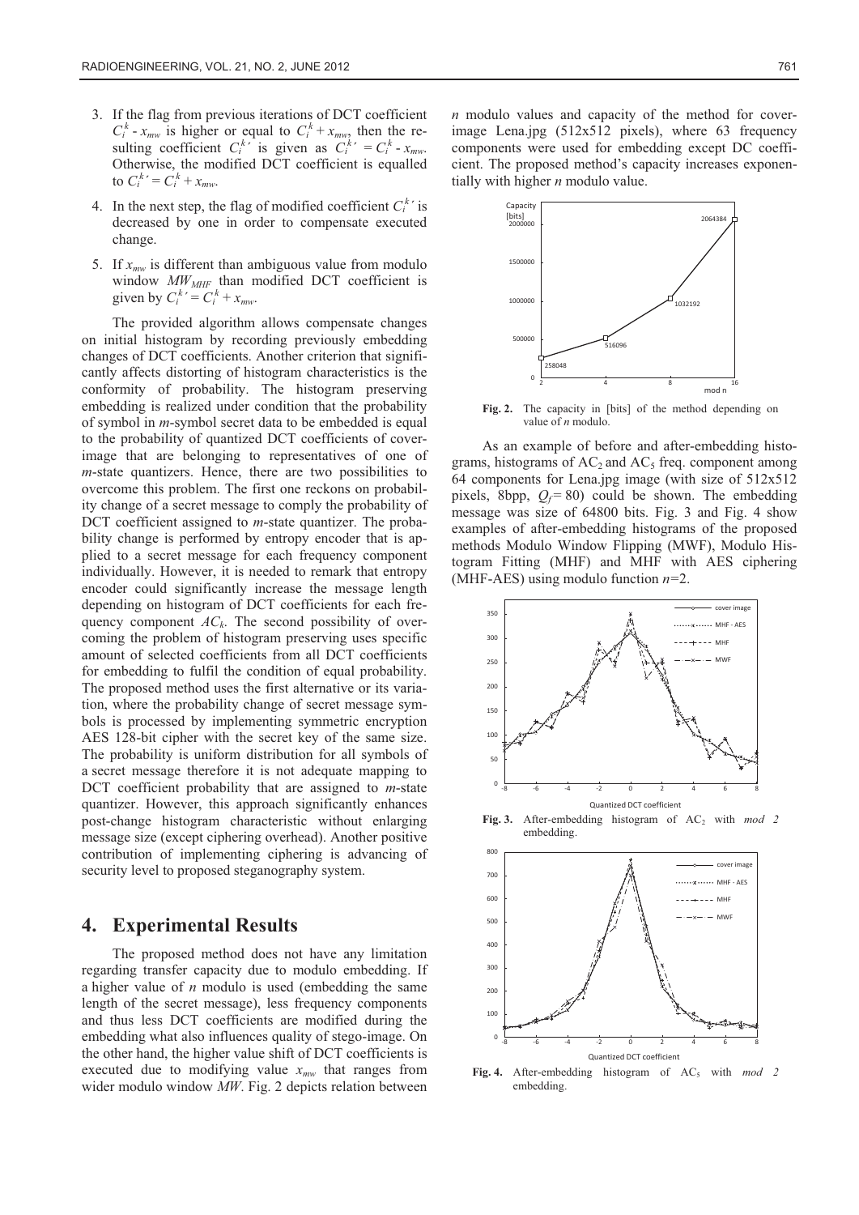3. If the flag from previous iterations of DCT coefficient $C_i^k - x_{mw}$ is higher or equal to $C_i^k + x_{mw}$, then the resulting coefficient $C_i^{k\prime}$ is given as $C_i^{k\prime} = C_i^k - x_{mw}$. Otherwise, the modified DCT coefficient is equalled to $C_i^{k\prime} = C_i^k + x_{mw}$.
4. In the next step, the flag of modified coefficient $C_i^{k\prime}$ is decreased by one in order to compensate executed change.
5. If $x_{mw}$ is different than ambiguous value from modulo window $MW_{MHF}$ than modified DCT coefficient is given by $C_i^{k\prime} = C_i^k + x_{mw}$.

The provided algorithm allows compensate changes on initial histogram by recording previously embedding changes of DCT coefficients. Another criterion that significantly affects distorting of histogram characteristics is the conformity of probability. The histogram preserving embedding is realized under condition that the probability of symbol in *m*-symbol secret data to be embedded is equal to the probability of quantized DCT coefficients of cover-image that are belonging to representatives of one of *m*-state quantizers. Hence, there are two possibilities to overcome this problem. The first one reckons on probability change of a secret message to comply the probability of DCT coefficient assigned to *m*-state quantizer. The probability change is performed by entropy encoder that is applied to a secret message for each frequency component individually. However, it is needed to remark that entropy encoder could significantly increase the message length depending on histogram of DCT coefficients for each frequency component $AC_k$. The second possibility of overcoming the problem of histogram preserving uses specific amount of selected coefficients from all DCT coefficients for embedding to fulfil the condition of equal probability. The proposed method uses the first alternative or its variation, where the probability change of secret message symbols is processed by implementing symmetric encryption AES 128-bit cipher with the secret key of the same size. The probability is uniform distribution for all symbols of a secret message therefore it is not adequate mapping to DCT coefficient probability that are assigned to *m*-state quantizer. However, this approach significantly enhances post-change histogram characteristic without enlarging message size (except ciphering overhead). Another positive contribution of implementing ciphering is advancing of security level to proposed steganography system.

## 4. Experimental Results

The proposed method does not have any limitation regarding transfer capacity due to modulo embedding. If a higher value of *n* modulo is used (embedding the same length of the secret message), less frequency components and thus less DCT coefficients are modified during the embedding what also influences quality of stego-image. On the other hand, the higher value shift of DCT coefficients is executed due to modifying value $x_{mw}$ that ranges from wider modulo window *MW*. Fig. 2 depicts relation between *n* modulo values and capacity of the method for cover-image Lena.jpg (512x512 pixels), where 63 frequency components were used for embedding except DC coefficient. The proposed method's capacity increases exponentially with higher *n* modulo value.

**Fig. 2.** The capacity in [bits] of the method depending on value of *n* modulo.

As an example of before and after-embedding histograms, histograms of $AC_2$ and $AC_5$ freq. component among 64 components for Lena.jpg image (with size of 512x512 pixels, 8bpp, $Q_f = 80$) could be shown. The embedding message was size of 64800 bits. Fig. 3 and Fig. 4 show examples of after-embedding histograms of the proposed methods Modulo Window Flipping (MWF), Modulo Histogram Fitting (MHF) and MHF with AES ciphering (MHF-AES) using modulo function $n$=2.

**Fig. 3.** After-embedding histogram of $AC_2$ with *mod 2* embedding.

**Fig. 4.** After-embedding histogram of $AC_5$ with *mod 2* embedding.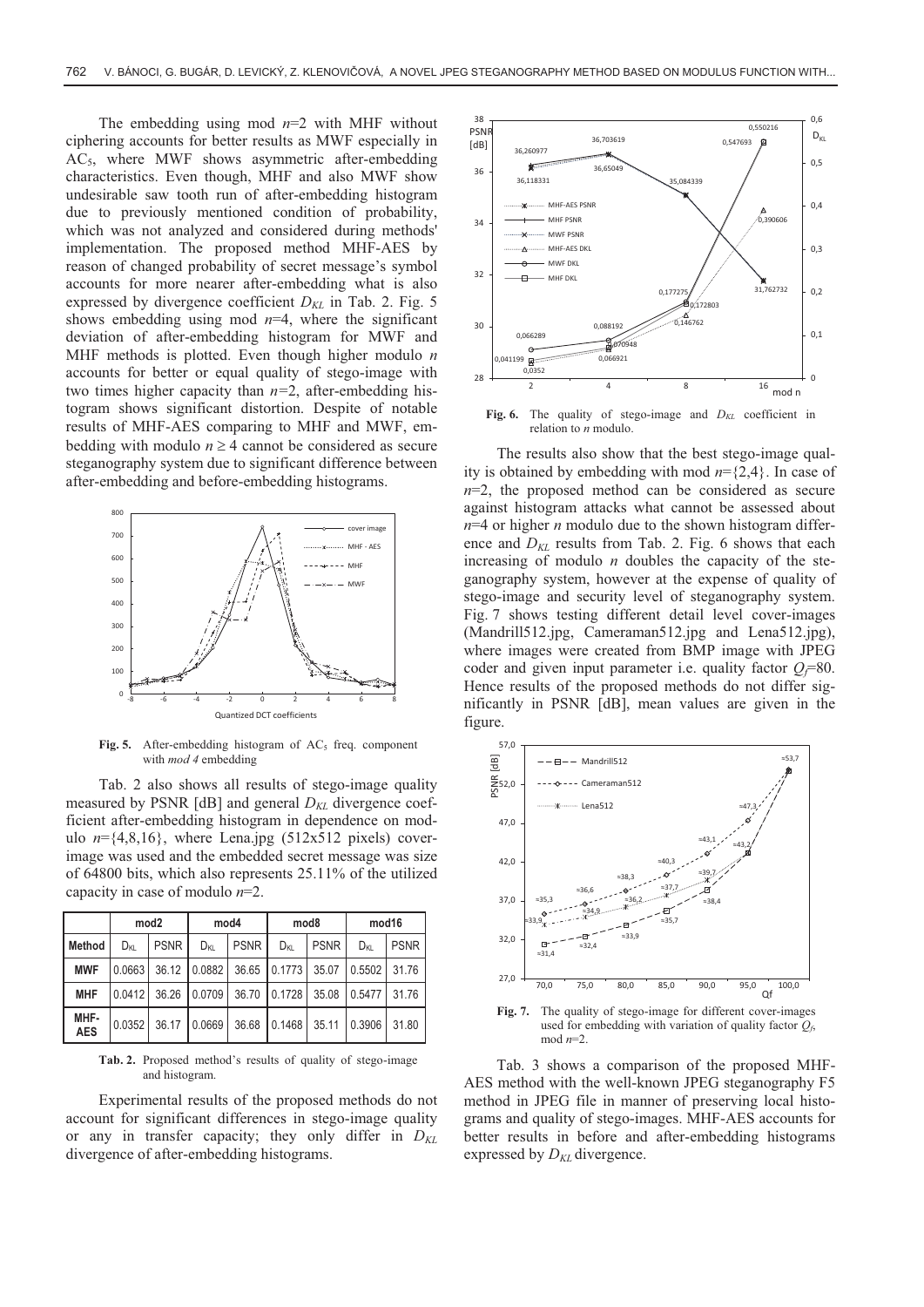The embedding using mod $n$=2 with MHF without ciphering accounts for better results as MWF especially in $AC_5$, where MWF shows asymmetric after-embedding characteristics. Even though, MHF and also MWF show undesirable saw tooth run of after-embedding histogram due to previously mentioned condition of probability, which was not analyzed and considered during methods' implementation. The proposed method MHF-AES by reason of changed probability of secret message's symbol accounts for more nearer after-embedding what is also expressed by divergence coefficient $D_{KL}$ in Tab. 2. Fig. 5 shows embedding using mod $n$=4, where the significant deviation of after-embedding histogram for MWF and MHF methods is plotted. Even though higher modulo $n$ accounts for better or equal quality of stego-image with two times higher capacity than $n$=2, after-embedding histogram shows significant distortion. Despite of notable results of MHF-AES comparing to MHF and MWF, embedding with modulo $n \geq 4$ cannot be considered as secure steganography system due to significant difference between after-embedding and before-embedding histograms.

**Fig. 5.** After-embedding histogram of $AC_5$ freq. component with *mod 4* embedding

Tab. 2 also shows all results of stego-image quality measured by PSNR [dB] and general $D_{KL}$ divergence coefficient after-embedding histogram in dependence on modulo $n$={4,8,16}, where Lena.jpg (512x512 pixels) cover-image was used and the embedded secret message was size of 64800 bits, which also represents 25.11% of the utilized capacity in case of modulo $n$=2.

| | mod2 | | mod4 | | mod8 | | mod16 | |
|---|---|---|---|---|---|---|---|---|
| **Method** | $D_{KL}$ | PSNR | $D_{KL}$ | PSNR | $D_{KL}$ | PSNR | $D_{KL}$ | PSNR |
| **MWF** | 0.0663 | 36.12 | 0.0882 | 36.65 | 0.1773 | 35.07 | 0.5502 | 31.76 |
| **MHF** | 0.0412 | 36.26 | 0.0709 | 36.70 | 0.1728 | 35.08 | 0.5477 | 31.76 |
| **MHF-AES** | 0.0352 | 36.17 | 0.0669 | 36.68 | 0.1468 | 35.11 | 0.3906 | 31.80 |

**Tab. 2.** Proposed method's results of quality of stego-image and histogram.

Experimental results of the proposed methods do not account for significant differences in stego-image quality or any in transfer capacity; they only differ in $D_{KL}$ divergence of after-embedding histograms.

**Fig. 6.** The quality of stego-image and $D_{KL}$ coefficient in relation to $n$ modulo.

The results also show that the best stego-image quality is obtained by embedding with mod $n$={2,4}. In case of $n$=2, the proposed method can be considered as secure against histogram attacks what cannot be assessed about $n$=4 or higher $n$ modulo due to the shown histogram difference and $D_{KL}$ results from Tab. 2. Fig. 6 shows that each increasing of modulo $n$ doubles the capacity of the steganography system, however at the expense of quality of stego-image and security level of steganography system. Fig. 7 shows testing different detail level cover-images (Mandrill512.jpg, Cameraman512.jpg and Lena512.jpg), where images were created from BMP image with JPEG coder and given input parameter i.e. quality factor $Q_f$=80. Hence results of the proposed methods do not differ significantly in PSNR [dB], mean values are given in the figure.

**Fig. 7.** The quality of stego-image for different cover-images used for embedding with variation of quality factor $Q_f$, mod $n$=2.

Tab. 3 shows a comparison of the proposed MHF-AES method with the well-known JPEG steganography F5 method in JPEG file in manner of preserving local histograms and quality of stego-images. MHF-AES accounts for better results in before and after-embedding histograms expressed by $D_{KL}$ divergence.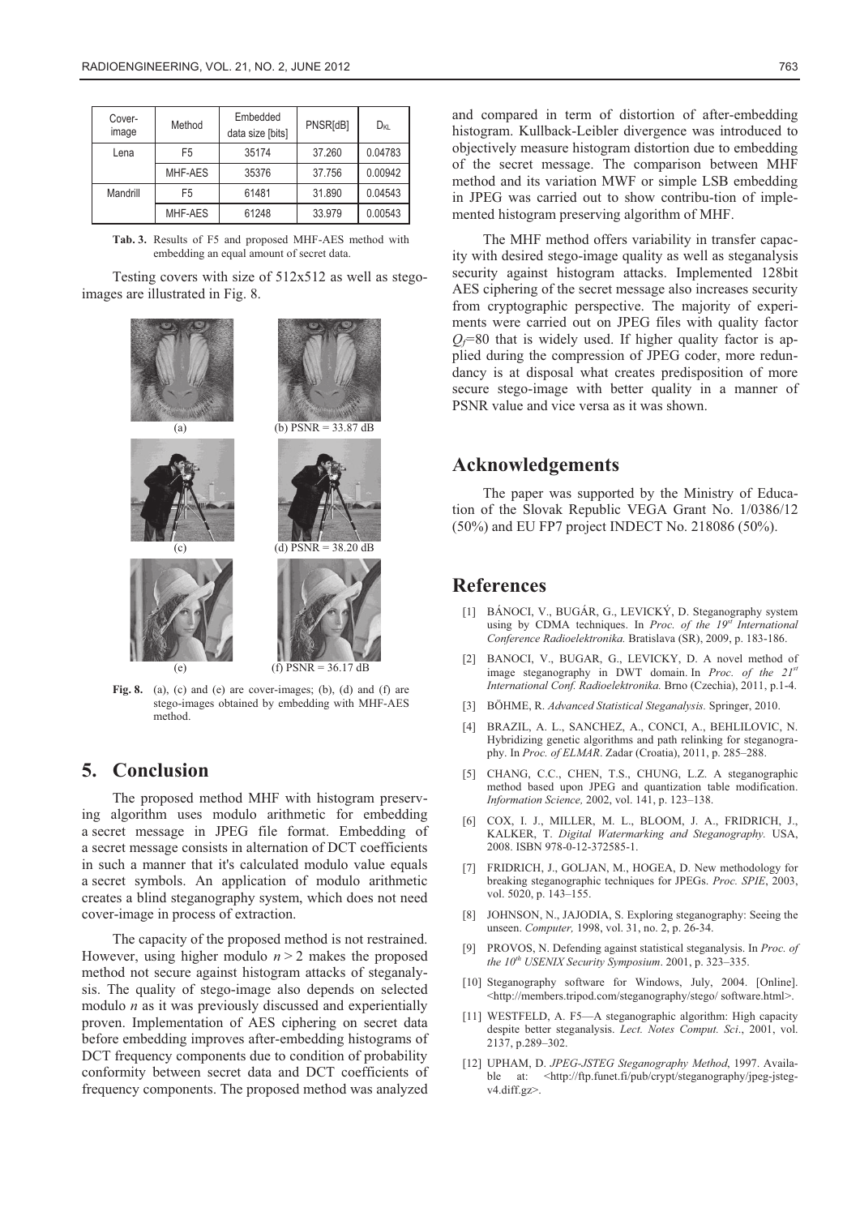| Cover-image | Method | Embedded data size [bits] | PNSR[dB] | $D_{KL}$ |
|---|---|---|---|---|
| Lena | F5 | 35174 | 37.260 | 0.04783 |
| | MHF-AES | 35376 | 37.756 | 0.00942 |
| Mandrill | F5 | 61481 | 31.890 | 0.04543 |
| | MHF-AES | 61248 | 33.979 | 0.00543 |

**Tab. 3.** Results of F5 and proposed MHF-AES method with embedding an equal amount of secret data.

Testing covers with size of 512x512 as well as stego-images are illustrated in Fig. 8.

(a) (b) PSNR = 33.87 dB

(c) (d) PSNR = 38.20 dB

(e) (f) PSNR = 36.17 dB

**Fig. 8.** (a), (c) and (e) are cover-images; (b), (d) and (f) are stego-images obtained by embedding with MHF-AES method.

# 5. Conclusion

The proposed method MHF with histogram preserving algorithm uses modulo arithmetic for embedding a secret message in JPEG file format. Embedding of a secret message consists in alternation of DCT coefficients in such a manner that it's calculated modulo value equals a secret symbols. An application of modulo arithmetic creates a blind steganography system, which does not need cover-image in process of extraction.

The capacity of the proposed method is not restrained. However, using higher modulo $n > 2$ makes the proposed method not secure against histogram attacks of steganalysis. The quality of stego-image also depends on selected modulo $n$ as it was previously discussed and experientially proven. Implementation of AES ciphering on secret data before embedding improves after-embedding histograms of DCT frequency components due to condition of probability conformity between secret data and DCT coefficients of frequency components. The proposed method was analyzed and compared in term of distortion of after-embedding histogram. Kullback-Leibler divergence was introduced to objectively measure histogram distortion due to embedding of the secret message. The comparison between MHF method and its variation MWF or simple LSB embedding in JPEG was carried out to show contribu-tion of implemented histogram preserving algorithm of MHF.

The MHF method offers variability in transfer capacity with desired stego-image quality as well as steganalysis security against histogram attacks. Implemented 128bit AES ciphering of the secret message also increases security from cryptographic perspective. The majority of experiments were carried out on JPEG files with quality factor $Q_f$=80 that is widely used. If higher quality factor is applied during the compression of JPEG coder, more redundancy is at disposal what creates predisposition of more secure stego-image with better quality in a manner of PSNR value and vice versa as it was shown.

# Acknowledgements

The paper was supported by the Ministry of Education of the Slovak Republic VEGA Grant No. 1/0386/12 (50%) and EU FP7 project INDECT No. 218086 (50%).

# References

[1] BÁNOCI, V., BUGÁR, G., LEVICKÝ, D. Steganography system using by CDMA techniques. In *Proc. of the 19st International Conference Radioelektronika.* Bratislava (SR), 2009, p. 183-186.

[2] BANOCI, V., BUGAR, G., LEVICKY, D. A novel method of image steganography in DWT domain. In *Proc. of the 21st International Conf. Radioelektronika.* Brno (Czechia), 2011, p.1-4.

[3] BÖHME, R. *Advanced Statistical Steganalysis.* Springer, 2010.

[4] BRAZIL, A. L., SANCHEZ, A., CONCI, A., BEHLILOVIC, N. Hybridizing genetic algorithms and path relinking for steganography. In *Proc. of ELMAR*. Zadar (Croatia), 2011, p. 285–288.

[5] CHANG, C.C., CHEN, T.S., CHUNG, L.Z. A steganographic method based upon JPEG and quantization table modification. *Information Science,* 2002, vol. 141, p. 123–138.

[6] COX, I. J., MILLER, M. L., BLOOM, J. A., FRIDRICH, J., KALKER, T. *Digital Watermarking and Steganography.* USA, 2008. ISBN 978-0-12-372585-1.

[7] FRIDRICH, J., GOLJAN, M., HOGEA, D. New methodology for breaking steganographic techniques for JPEGs. *Proc. SPIE*, 2003, vol. 5020, p. 143–155.

[8] JOHNSON, N., JAJODIA, S. Exploring steganography: Seeing the unseen. *Computer,* 1998, vol. 31, no. 2, p. 26-34.

[9] PROVOS, N. Defending against statistical steganalysis. In *Proc. of the 10th USENIX Security Symposium*. 2001, p. 323–335.

[10] Steganography software for Windows, July, 2004. [Online]. <http://members.tripod.com/steganography/stego/ software.html>.

[11] WESTFELD, A. F5—A steganographic algorithm: High capacity despite better steganalysis. *Lect. Notes Comput. Sci*., 2001, vol. 2137, p.289–302.

[12] UPHAM, D. *JPEG-JSTEG Steganography Method*, 1997. Available at: <http://ftp.funet.fi/pub/crypt/steganography/jpeg-jsteg-v4.diff.gz>.